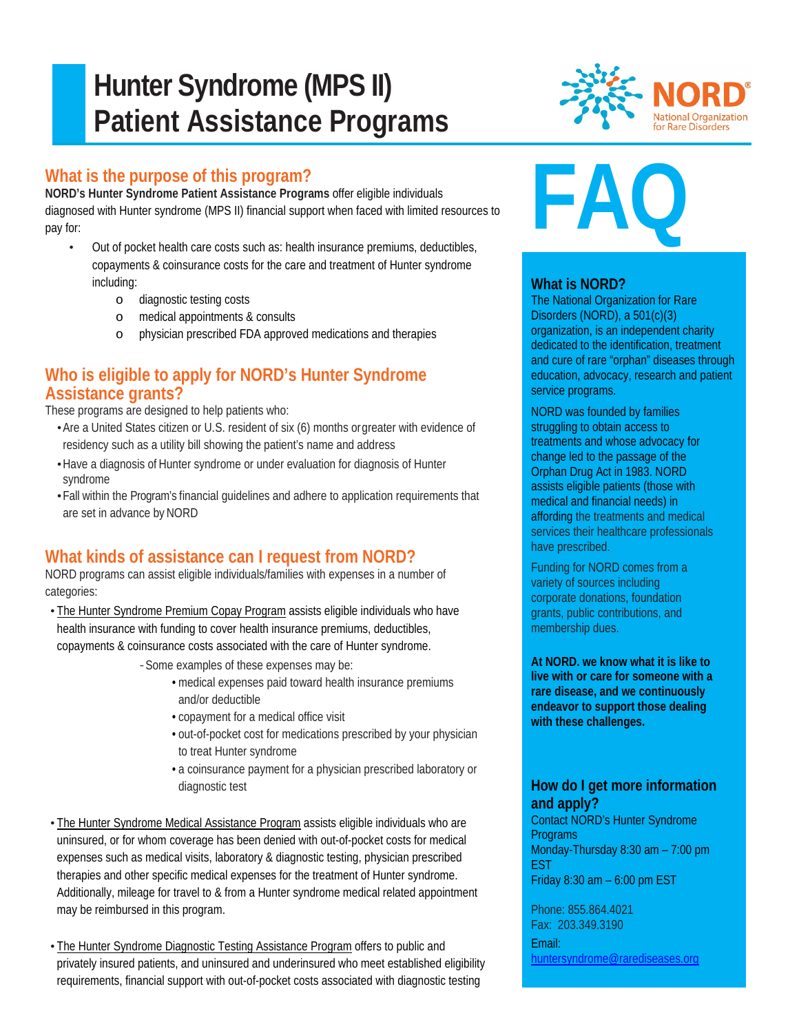# Hunter Syndrome (MPS II) Patient Assistance Programs

NORD National Organization for Rare Disorders

## What is the purpose of this program?

**NORD's Hunter Syndrome Patient Assistance Programs** offer eligible individuals diagnosed with Hunter syndrome (MPS II) financial support when faced with limited resources to pay for:

- Out of pocket health care costs such as: health insurance premiums, deductibles, copayments & coinsurance costs for the care and treatment of Hunter syndrome including:
  - diagnostic testing costs
  - medical appointments & consults
  - physician prescribed FDA approved medications and therapies

## Who is eligible to apply for NORD's Hunter Syndrome Assistance grants?

These programs are designed to help patients who:

- Are a United States citizen or U.S. resident of six (6) months or greater with evidence of residency such as a utility bill showing the patient's name and address
- Have a diagnosis of Hunter syndrome or under evaluation for diagnosis of Hunter syndrome
- Fall within the Program's financial guidelines and adhere to application requirements that are set in advance by NORD

## What kinds of assistance can I request from NORD?

NORD programs can assist eligible individuals/families with expenses in a number of categories:

- The Hunter Syndrome Premium Copay Program assists eligible individuals who have health insurance with funding to cover health insurance premiums, deductibles, copayments & coinsurance costs associated with the care of Hunter syndrome.
  - Some examples of these expenses may be:
    - medical expenses paid toward health insurance premiums and/or deductible
    - copayment for a medical office visit
    - out-of-pocket cost for medications prescribed by your physician to treat Hunter syndrome
    - a coinsurance payment for a physician prescribed laboratory or diagnostic test

- The Hunter Syndrome Medical Assistance Program assists eligible individuals who are uninsured, or for whom coverage has been denied with out-of-pocket costs for medical expenses such as medical visits, laboratory & diagnostic testing, physician prescribed therapies and other specific medical expenses for the treatment of Hunter syndrome. Additionally, mileage for travel to & from a Hunter syndrome medical related appointment may be reimbursed in this program.

- The Hunter Syndrome Diagnostic Testing Assistance Program offers to public and privately insured patients, and uninsured and underinsured who meet established eligibility requirements, financial support with out-of-pocket costs associated with diagnostic testing

# FAQ

### What is NORD?

The National Organization for Rare Disorders (NORD), a 501(c)(3) organization, is an independent charity dedicated to the identification, treatment and cure of rare "orphan" diseases through education, advocacy, research and patient service programs.

NORD was founded by families struggling to obtain access to treatments and whose advocacy for change led to the passage of the Orphan Drug Act in 1983. NORD assists eligible patients (those with medical and financial needs) in affording the treatments and medical services their healthcare professionals have prescribed.

Funding for NORD comes from a variety of sources including corporate donations, foundation grants, public contributions, and membership dues.

**At NORD. we know what it is like to live with or care for someone with a rare disease, and we continuously endeavor to support those dealing with these challenges.**

### How do I get more information and apply?

Contact NORD's Hunter Syndrome Programs
Monday-Thursday 8:30 am – 7:00 pm EST
Friday 8:30 am – 6:00 pm EST

Phone: 855.864.4021
Fax: 203.349.3190
Email: huntersyndrome@rarediseases.org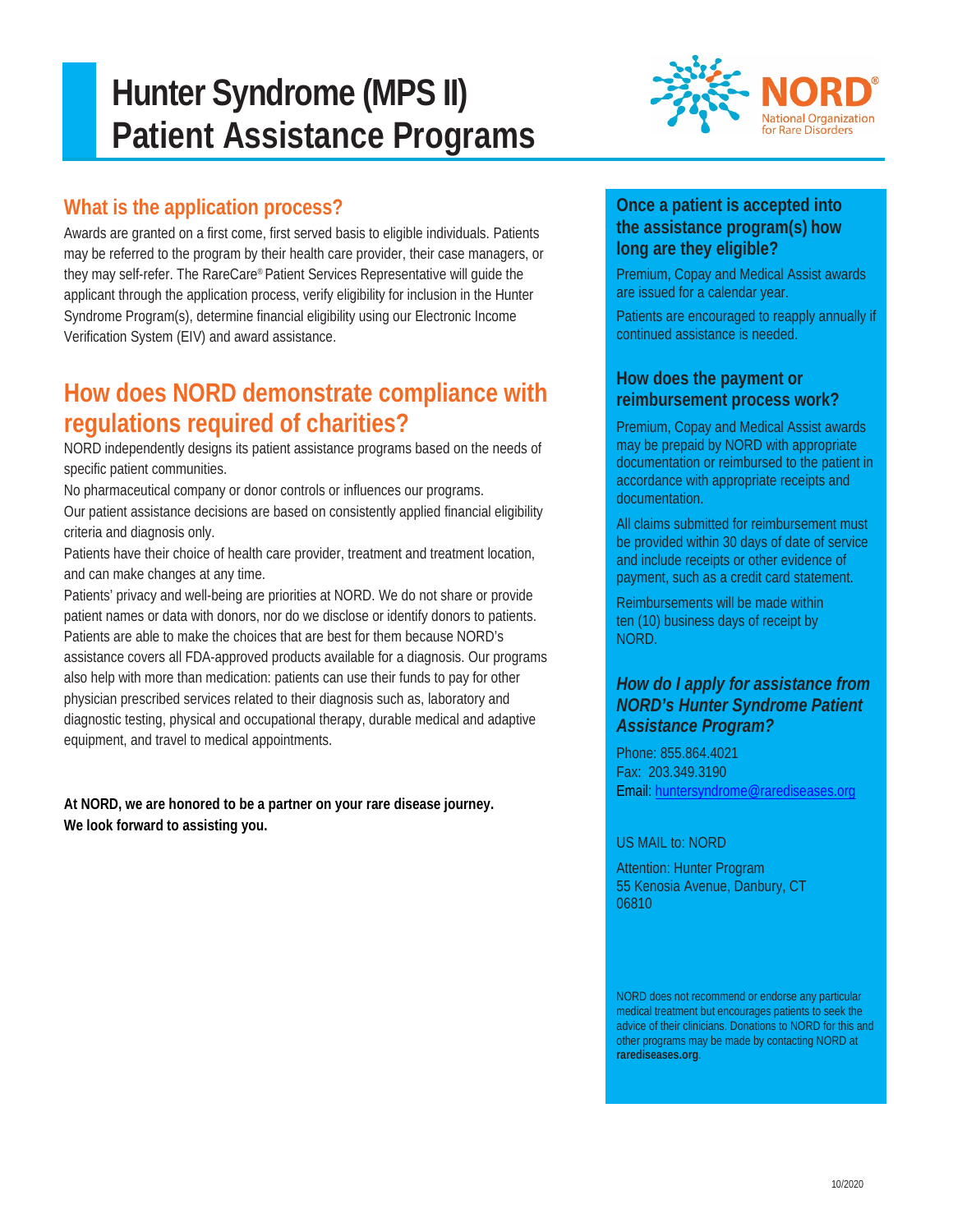# Hunter Syndrome (MPS II) Patient Assistance Programs

## What is the application process?

Awards are granted on a first come, first served basis to eligible individuals. Patients may be referred to the program by their health care provider, their case managers, or they may self-refer. The RareCare® Patient Services Representative will guide the applicant through the application process, verify eligibility for inclusion in the Hunter Syndrome Program(s), determine financial eligibility using our Electronic Income Verification System (EIV) and award assistance.

## How does NORD demonstrate compliance with regulations required of charities?

NORD independently designs its patient assistance programs based on the needs of specific patient communities.

No pharmaceutical company or donor controls or influences our programs.

Our patient assistance decisions are based on consistently applied financial eligibility criteria and diagnosis only.

Patients have their choice of health care provider, treatment and treatment location, and can make changes at any time.

Patients' privacy and well-being are priorities at NORD. We do not share or provide patient names or data with donors, nor do we disclose or identify donors to patients. Patients are able to make the choices that are best for them because NORD's assistance covers all FDA-approved products available for a diagnosis. Our programs also help with more than medication: patients can use their funds to pay for other physician prescribed services related to their diagnosis such as, laboratory and diagnostic testing, physical and occupational therapy, durable medical and adaptive equipment, and travel to medical appointments.

**At NORD, we are honored to be a partner on your rare disease journey. We look forward to assisting you.**

### Once a patient is accepted into the assistance program(s) how long are they eligible?

Premium, Copay and Medical Assist awards are issued for a calendar year.

Patients are encouraged to reapply annually if continued assistance is needed.

### How does the payment or reimbursement process work?

Premium, Copay and Medical Assist awards may be prepaid by NORD with appropriate documentation or reimbursed to the patient in accordance with appropriate receipts and documentation.

All claims submitted for reimbursement must be provided within 30 days of date of service and include receipts or other evidence of payment, such as a credit card statement.

Reimbursements will be made within ten (10) business days of receipt by NORD.

### *How do I apply for assistance from NORD's Hunter Syndrome Patient Assistance Program?*

Phone: 855.864.4021
Fax: 203.349.3190
Email: huntersyndrome@rarediseases.org

US MAIL to: NORD

Attention: Hunter Program
55 Kenosia Avenue, Danbury, CT 06810

NORD does not recommend or endorse any particular medical treatment but encourages patients to seek the advice of their clinicians. Donations to NORD for this and other programs may be made by contacting NORD at **rarediseases.org**.

10/2020